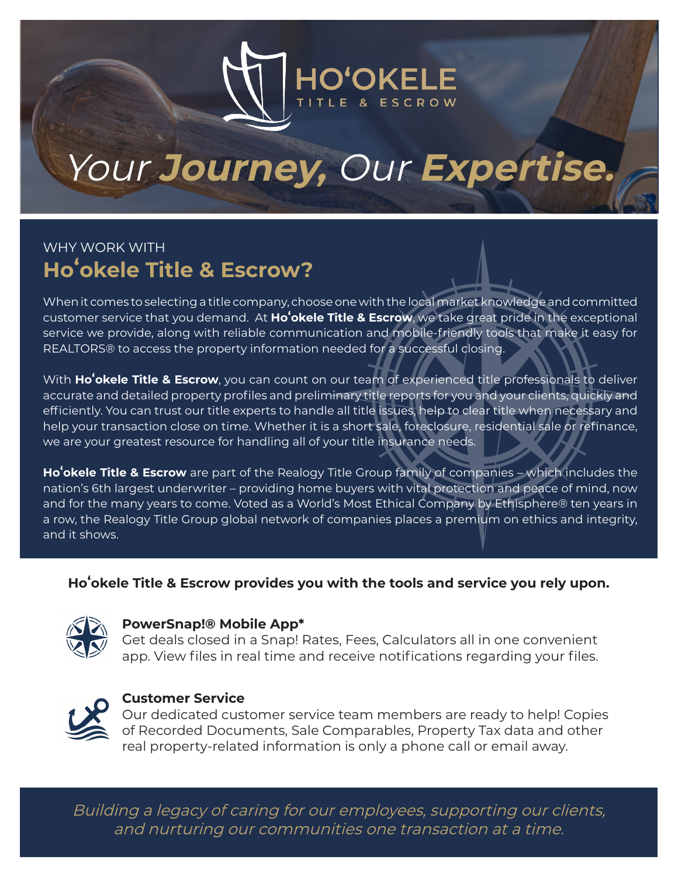HOʻOKELE
TITLE & ESCROW

# *Your Journey, Our Expertise.*

WHY WORK WITH

## Hoʻokele Title & Escrow?

When it comes to selecting a title company, choose one with the local market knowledge and committed customer service that you demand. At **Hoʻokele Title & Escrow**, we take great pride in the exceptional service we provide, along with reliable communication and mobile-friendly tools that make it easy for REALTORS® to access the property information needed for a successful closing.

With **Hoʻokele Title & Escrow**, you can count on our team of experienced title professionals to deliver accurate and detailed property profiles and preliminary title reports for you and your clients, quickly and efficiently. You can trust our title experts to handle all title issues, help to clear title when necessary and help your transaction close on time. Whether it is a short sale, foreclosure, residential sale or refinance, we are your greatest resource for handling all of your title insurance needs.

**Hoʻokele Title & Escrow** are part of the Realogy Title Group family of companies – which includes the nation's 6th largest underwriter – providing home buyers with vital protection and peace of mind, now and for the many years to come. Voted as a World's Most Ethical Company by Ethisphere® ten years in a row, the Realogy Title Group global network of companies places a premium on ethics and integrity, and it shows.

**Hoʻokele Title & Escrow provides you with the tools and service you rely upon.**

**PowerSnap!® Mobile App***
Get deals closed in a Snap! Rates, Fees, Calculators all in one convenient app. View files in real time and receive notifications regarding your files.

**Customer Service**
Our dedicated customer service team members are ready to help! Copies of Recorded Documents, Sale Comparables, Property Tax data and other real property-related information is only a phone call or email away.

*Building a legacy of caring for our employees, supporting our clients, and nurturing our communities one transaction at a time.*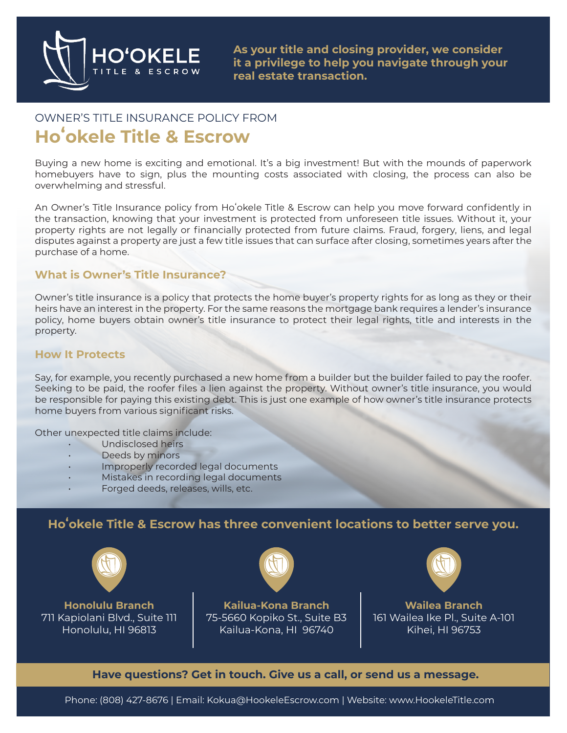HOʻOKELE
TITLE & ESCROW

**As your title and closing provider, we consider it a privilege to help you navigate through your real estate transaction.**

OWNER'S TITLE INSURANCE POLICY FROM

# Hoʻokele Title & Escrow

Buying a new home is exciting and emotional. It's a big investment! But with the mounds of paperwork homebuyers have to sign, plus the mounting costs associated with closing, the process can also be overwhelming and stressful.

An Owner's Title Insurance policy from Hoʻokele Title & Escrow can help you move forward confidently in the transaction, knowing that your investment is protected from unforeseen title issues. Without it, your property rights are not legally or financially protected from future claims. Fraud, forgery, liens, and legal disputes against a property are just a few title issues that can surface after closing, sometimes years after the purchase of a home.

## What is Owner's Title Insurance?

Owner's title insurance is a policy that protects the home buyer's property rights for as long as they or their heirs have an interest in the property. For the same reasons the mortgage bank requires a lender's insurance policy, home buyers obtain owner's title insurance to protect their legal rights, title and interests in the property.

## How It Protects

Say, for example, you recently purchased a new home from a builder but the builder failed to pay the roofer. Seeking to be paid, the roofer files a lien against the property. Without owner's title insurance, you would be responsible for paying this existing debt. This is just one example of how owner's title insurance protects home buyers from various significant risks.

Other unexpected title claims include:

- Undisclosed heirs
- Deeds by minors
- Improperly recorded legal documents
- Mistakes in recording legal documents
- Forged deeds, releases, wills, etc.

## Hoʻokele Title & Escrow has three convenient locations to better serve you.

**Honolulu Branch**
711 Kapiolani Blvd., Suite 111
Honolulu, HI 96813

**Kailua-Kona Branch**
75-5660 Kopiko St., Suite B3
Kailua-Kona, HI 96740

**Wailea Branch**
161 Wailea Ike Pl., Suite A-101
Kihei, HI 96753

**Have questions? Get in touch. Give us a call, or send us a message.**

Phone: (808) 427-8676 | Email: Kokua@HookeleEscrow.com | Website: www.HookeleTitle.com